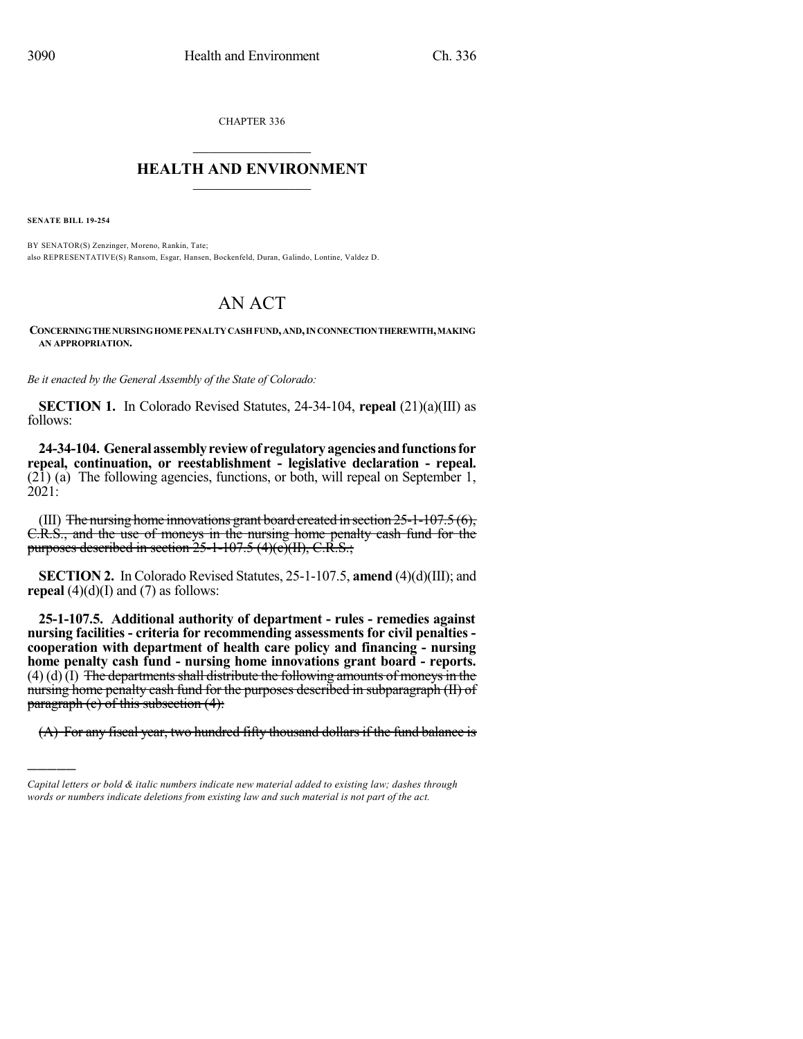CHAPTER 336

---

# HEALTH AND ENVIRONMENT

---

**SENATE BILL 19-254**

BY SENATOR(S) Zenzinger, Moreno, Rankin, Tate;
also REPRESENTATIVE(S) Ransom, Esgar, Hansen, Bockenfeld, Duran, Galindo, Lontine, Valdez D.

# AN ACT

**CONCERNING THE NURSING HOME PENALTY CASH FUND, AND, IN CONNECTION THEREWITH, MAKING AN APPROPRIATION.**

*Be it enacted by the General Assembly of the State of Colorado:*

**SECTION 1.** In Colorado Revised Statutes, 24-34-104, **repeal** (21)(a)(III) as follows:

**24-34-104. General assembly review of regulatory agencies and functions for repeal, continuation, or reestablishment - legislative declaration - repeal.** (21) (a) The following agencies, functions, or both, will repeal on September 1, 2021:

(III) ~~The nursing home innovations grant board created in section 25-1-107.5 (6), C.R.S., and the use of moneys in the nursing home penalty cash fund for the purposes described in section 25-1-107.5 (4)(c)(II), C.R.S.;~~

**SECTION 2.** In Colorado Revised Statutes, 25-1-107.5, **amend** (4)(d)(III); and **repeal** (4)(d)(I) and (7) as follows:

**25-1-107.5. Additional authority of department - rules - remedies against nursing facilities - criteria for recommending assessments for civil penalties - cooperation with department of health care policy and financing - nursing home penalty cash fund - nursing home innovations grant board - reports.** (4) (d) (I) ~~The departments shall distribute the following amounts of moneys in the nursing home penalty cash fund for the purposes described in subparagraph (II) of paragraph (c) of this subsection (4):~~

~~(A) For any fiscal year, two hundred fifty thousand dollars if the fund balance is~~

---

*Capital letters or bold & italic numbers indicate new material added to existing law; dashes through words or numbers indicate deletions from existing law and such material is not part of the act.*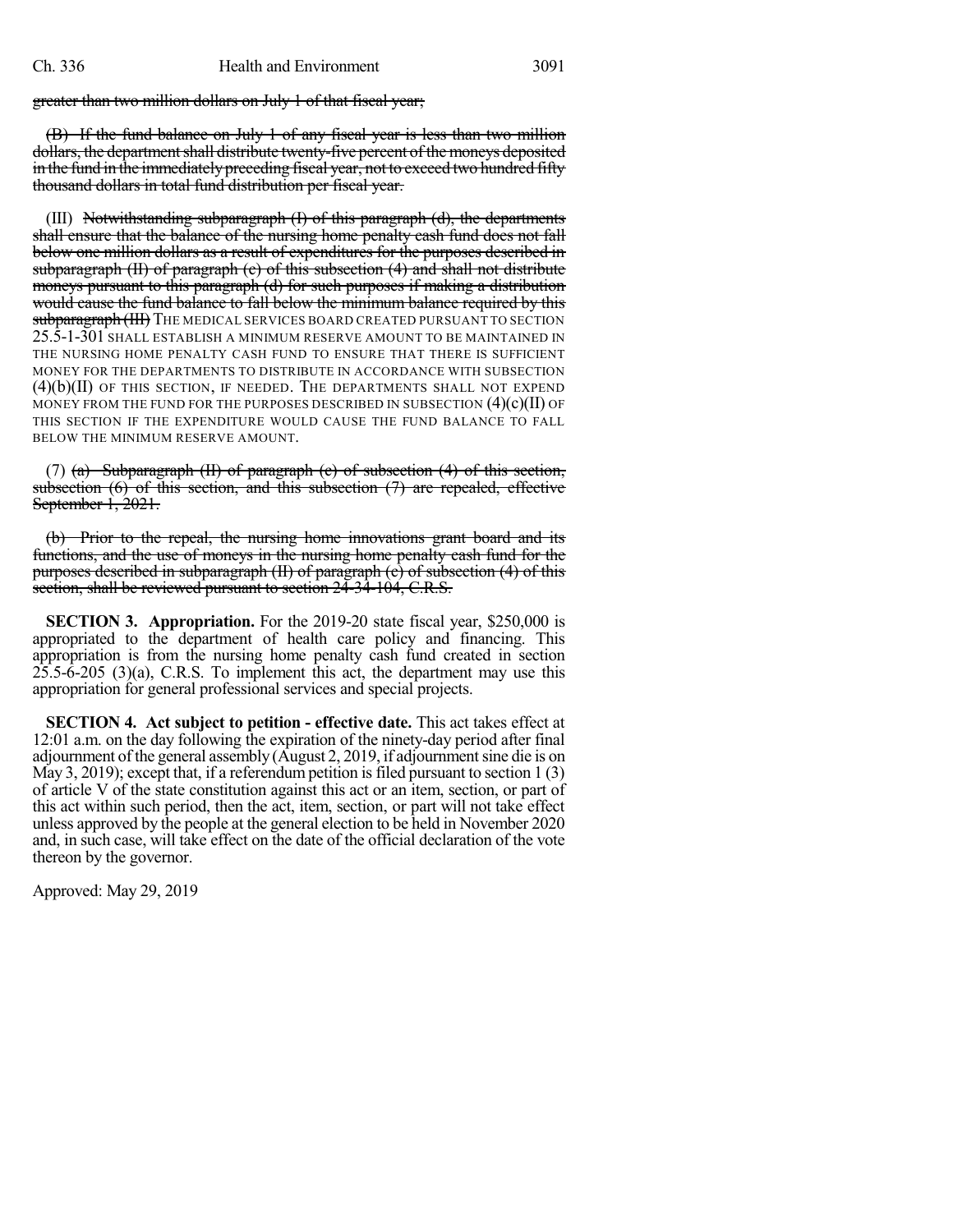greater than two million dollars on July 1 of that fiscal year;

(B) If the fund balance on July 1 of any fiscal year is less than two million dollars, the department shall distribute twenty-five percent of the moneys deposited in the fund in the immediately preceding fiscal year, not to exceed two hundred fifty thousand dollars in total fund distribution per fiscal year.

(III) Notwithstanding subparagraph (I) of this paragraph (d), the departments shall ensure that the balance of the nursing home penalty cash fund does not fall below one million dollars as a result of expenditures for the purposes described in subparagraph (II) of paragraph (c) of this subsection (4) and shall not distribute moneys pursuant to this paragraph (d) for such purposes if making a distribution would cause the fund balance to fall below the minimum balance required by this subparagraph (III) THE MEDICAL SERVICES BOARD CREATED PURSUANT TO SECTION 25.5-1-301 SHALL ESTABLISH A MINIMUM RESERVE AMOUNT TO BE MAINTAINED IN THE NURSING HOME PENALTY CASH FUND TO ENSURE THAT THERE IS SUFFICIENT MONEY FOR THE DEPARTMENTS TO DISTRIBUTE IN ACCORDANCE WITH SUBSECTION (4)(b)(II) OF THIS SECTION, IF NEEDED. THE DEPARTMENTS SHALL NOT EXPEND MONEY FROM THE FUND FOR THE PURPOSES DESCRIBED IN SUBSECTION (4)(c)(II) OF THIS SECTION IF THE EXPENDITURE WOULD CAUSE THE FUND BALANCE TO FALL BELOW THE MINIMUM RESERVE AMOUNT.

(7) (a) Subparagraph (II) of paragraph (c) of subsection (4) of this section, subsection (6) of this section, and this subsection (7) are repealed, effective September 1, 2021.

(b) Prior to the repeal, the nursing home innovations grant board and its functions, and the use of moneys in the nursing home penalty cash fund for the purposes described in subparagraph (II) of paragraph (c) of subsection (4) of this section, shall be reviewed pursuant to section 24-34-104, C.R.S.

**SECTION 3. Appropriation.** For the 2019-20 state fiscal year, \$250,000 is appropriated to the department of health care policy and financing. This appropriation is from the nursing home penalty cash fund created in section 25.5-6-205 (3)(a), C.R.S. To implement this act, the department may use this appropriation for general professional services and special projects.

**SECTION 4. Act subject to petition - effective date.** This act takes effect at 12:01 a.m. on the day following the expiration of the ninety-day period after final adjournment of the general assembly (August 2, 2019, if adjournment sine die is on May 3, 2019); except that, if a referendum petition is filed pursuant to section 1 (3) of article V of the state constitution against this act or an item, section, or part of this act within such period, then the act, item, section, or part will not take effect unless approved by the people at the general election to be held in November 2020 and, in such case, will take effect on the date of the official declaration of the vote thereon by the governor.

Approved: May 29, 2019